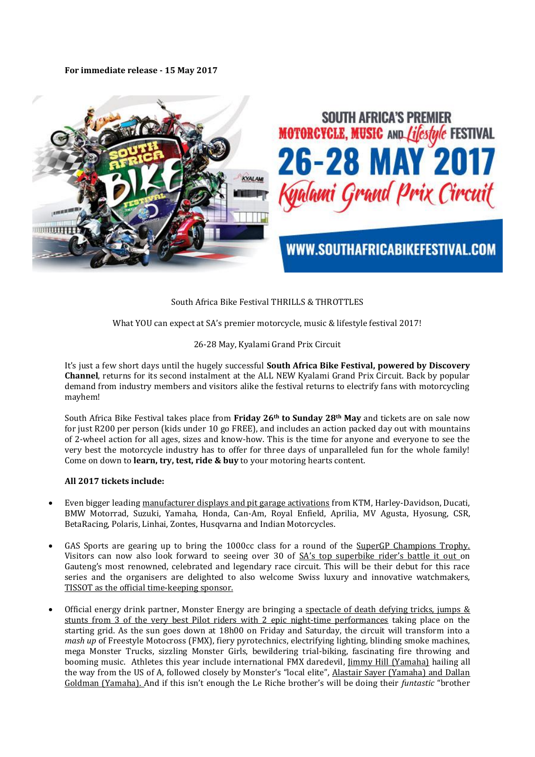**For immediate release - 15 May 2017**

South Africa Bike Festival THRILLS & THROTTLES

What YOU can expect at SA's premier motorcycle, music & lifestyle festival 2017!

26-28 May, Kyalami Grand Prix Circuit

It's just a few short days until the hugely successful **South Africa Bike Festival, powered by Discovery Channel**, returns for its second instalment at the ALL NEW Kyalami Grand Prix Circuit. Back by popular demand from industry members and visitors alike the festival returns to electrify fans with motorcycling mayhem!

South Africa Bike Festival takes place from **Friday 26th to Sunday 28th May** and tickets are on sale now for just R200 per person (kids under 10 go FREE), and includes an action packed day out with mountains of 2-wheel action for all ages, sizes and know-how. This is the time for anyone and everyone to see the very best the motorcycle industry has to offer for three days of unparalleled fun for the whole family! Come on down to **learn, try, test, ride & buy** to your motoring hearts content.

**All 2017 tickets include:**

- Even bigger leading manufacturer displays and pit garage activations from KTM, Harley-Davidson, Ducati, BMW Motorrad, Suzuki, Yamaha, Honda, Can-Am, Royal Enfield, Aprilia, MV Agusta, Hyosung, CSR, BetaRacing, Polaris, Linhai, Zontes, Husqvarna and Indian Motorcycles.

- GAS Sports are gearing up to bring the 1000cc class for a round of the SuperGP Champions Trophy. Visitors can now also look forward to seeing over 30 of SA's top superbike rider's battle it out on Gauteng's most renowned, celebrated and legendary race circuit. This will be their debut for this race series and the organisers are delighted to also welcome Swiss luxury and innovative watchmakers, TISSOT as the official time-keeping sponsor.

- Official energy drink partner, Monster Energy are bringing a spectacle of death defying tricks, jumps & stunts from 3 of the very best Pilot riders with 2 epic night-time performances taking place on the starting grid. As the sun goes down at 18h00 on Friday and Saturday, the circuit will transform into a *mash up* of Freestyle Motocross (FMX), fiery pyrotechnics, electrifying lighting, blinding smoke machines, mega Monster Trucks, sizzling Monster Girls, bewildering trial-biking, fascinating fire throwing and booming music. Athletes this year include international FMX daredevil, Jimmy Hill (Yamaha) hailing all the way from the US of A, followed closely by Monster's "local elite", Alastair Sayer (Yamaha) and Dallan Goldman (Yamaha). And if this isn't enough the Le Riche brother's will be doing their *funtastic* "brother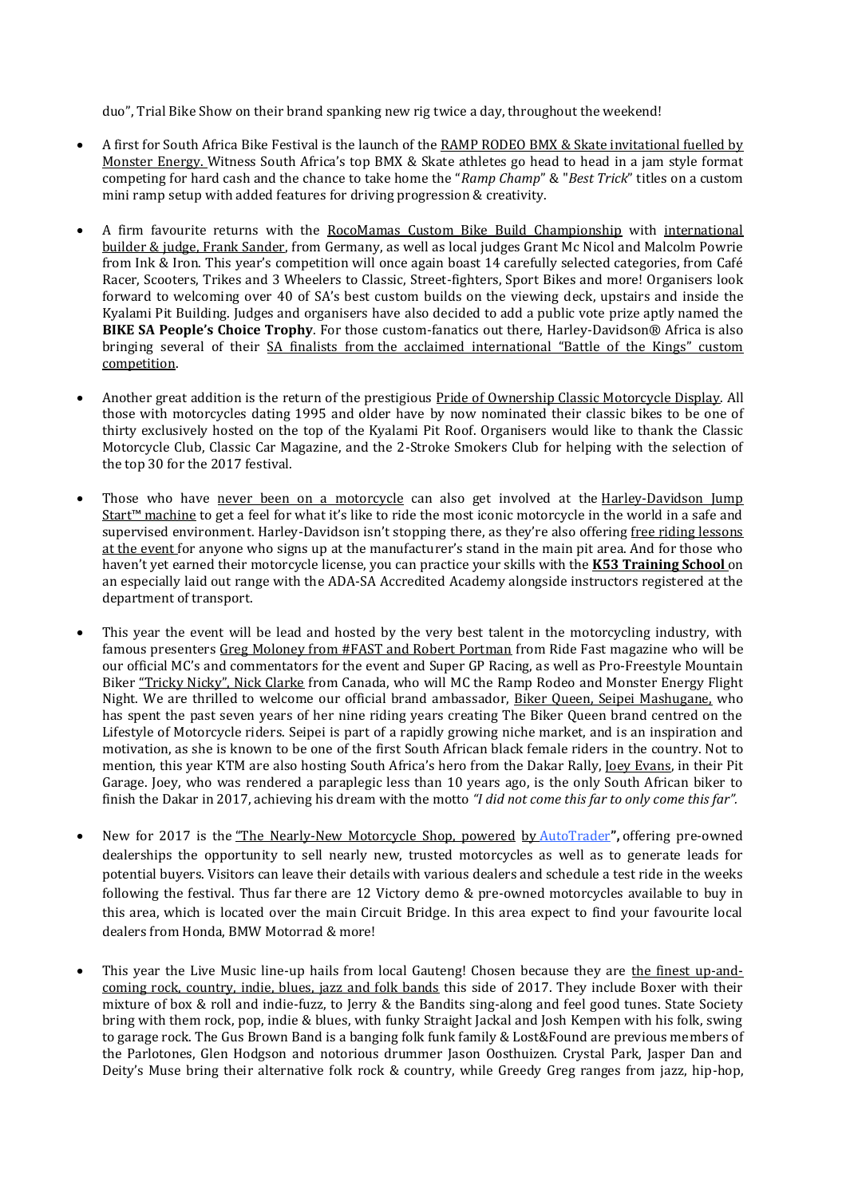duo", Trial Bike Show on their brand spanking new rig twice a day, throughout the weekend!

- A first for South Africa Bike Festival is the launch of the RAMP RODEO BMX & Skate invitational fuelled by Monster Energy. Witness South Africa's top BMX & Skate athletes go head to head in a jam style format competing for hard cash and the chance to take home the "*Ramp Champ*" & "*Best Trick*" titles on a custom mini ramp setup with added features for driving progression & creativity.

- A firm favourite returns with the RocoMamas Custom Bike Build Championship with international builder & judge, Frank Sander, from Germany, as well as local judges Grant Mc Nicol and Malcolm Powrie from Ink & Iron. This year's competition will once again boast 14 carefully selected categories, from Café Racer, Scooters, Trikes and 3 Wheelers to Classic, Street-fighters, Sport Bikes and more! Organisers look forward to welcoming over 40 of SA's best custom builds on the viewing deck, upstairs and inside the Kyalami Pit Building. Judges and organisers have also decided to add a public vote prize aptly named the **BIKE SA People's Choice Trophy**. For those custom-fanatics out there, Harley-Davidson® Africa is also bringing several of their SA finalists from the acclaimed international "Battle of the Kings" custom competition.

- Another great addition is the return of the prestigious Pride of Ownership Classic Motorcycle Display. All those with motorcycles dating 1995 and older have by now nominated their classic bikes to be one of thirty exclusively hosted on the top of the Kyalami Pit Roof. Organisers would like to thank the Classic Motorcycle Club, Classic Car Magazine, and the 2-Stroke Smokers Club for helping with the selection of the top 30 for the 2017 festival.

- Those who have never been on a motorcycle can also get involved at the Harley-Davidson Jump Start™ machine to get a feel for what it's like to ride the most iconic motorcycle in the world in a safe and supervised environment. Harley-Davidson isn't stopping there, as they're also offering free riding lessons at the event for anyone who signs up at the manufacturer's stand in the main pit area. And for those who haven't yet earned their motorcycle license, you can practice your skills with the **K53 Training School** on an especially laid out range with the ADA-SA Accredited Academy alongside instructors registered at the department of transport.

- This year the event will be lead and hosted by the very best talent in the motorcycling industry, with famous presenters Greg Moloney from #FAST and Robert Portman from Ride Fast magazine who will be our official MC's and commentators for the event and Super GP Racing, as well as Pro-Freestyle Mountain Biker "Tricky Nicky", Nick Clarke from Canada, who will MC the Ramp Rodeo and Monster Energy Flight Night. We are thrilled to welcome our official brand ambassador, Biker Queen, Seipei Mashugane, who has spent the past seven years of her nine riding years creating The Biker Queen brand centred on the Lifestyle of Motorcycle riders. Seipei is part of a rapidly growing niche market, and is an inspiration and motivation, as she is known to be one of the first South African black female riders in the country. Not to mention, this year KTM are also hosting South Africa's hero from the Dakar Rally, Joey Evans, in their Pit Garage. Joey, who was rendered a paraplegic less than 10 years ago, is the only South African biker to finish the Dakar in 2017, achieving his dream with the motto *"I did not come this far to only come this far".*

- New for 2017 is the "The Nearly-New Motorcycle Shop, powered by AutoTrader**"**, offering pre-owned dealerships the opportunity to sell nearly new, trusted motorcycles as well as to generate leads for potential buyers. Visitors can leave their details with various dealers and schedule a test ride in the weeks following the festival. Thus far there are 12 Victory demo & pre-owned motorcycles available to buy in this area, which is located over the main Circuit Bridge. In this area expect to find your favourite local dealers from Honda, BMW Motorrad & more!

- This year the Live Music line-up hails from local Gauteng! Chosen because they are the finest up-and-coming rock, country, indie, blues, jazz and folk bands this side of 2017. They include Boxer with their mixture of box & roll and indie-fuzz, to Jerry & the Bandits sing-along and feel good tunes. State Society bring with them rock, pop, indie & blues, with funky Straight Jackal and Josh Kempen with his folk, swing to garage rock. The Gus Brown Band is a banging folk funk family & Lost&Found are previous members of the Parlotones, Glen Hodgson and notorious drummer Jason Oosthuizen. Crystal Park, Jasper Dan and Deity's Muse bring their alternative folk rock & country, while Greedy Greg ranges from jazz, hip-hop,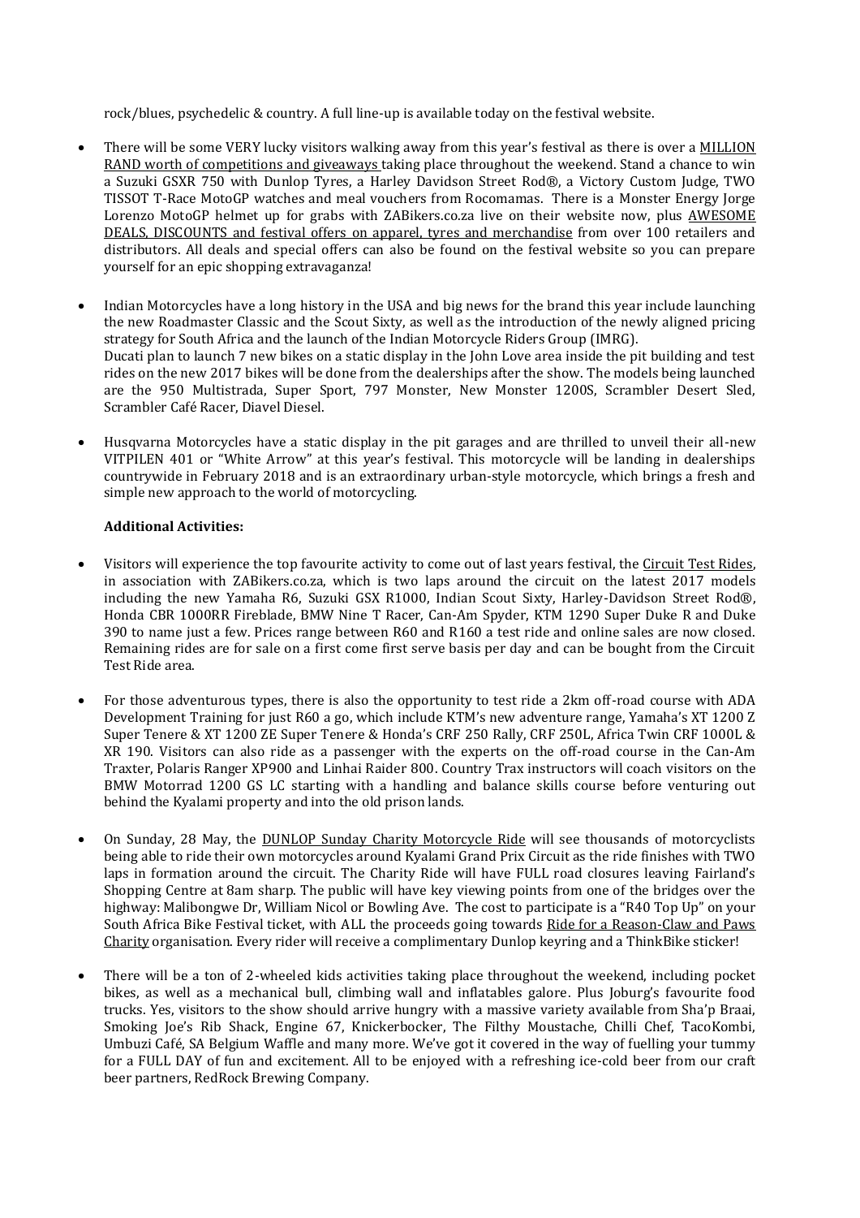rock/blues, psychedelic & country. A full line-up is available today on the festival website.

- There will be some VERY lucky visitors walking away from this year's festival as there is over a MILLION RAND worth of competitions and giveaways taking place throughout the weekend. Stand a chance to win a Suzuki GSXR 750 with Dunlop Tyres, a Harley Davidson Street Rod®, a Victory Custom Judge, TWO TISSOT T-Race MotoGP watches and meal vouchers from Rocomamas. There is a Monster Energy Jorge Lorenzo MotoGP helmet up for grabs with ZABikers.co.za live on their website now, plus AWESOME DEALS, DISCOUNTS and festival offers on apparel, tyres and merchandise from over 100 retailers and distributors. All deals and special offers can also be found on the festival website so you can prepare yourself for an epic shopping extravaganza!

- Indian Motorcycles have a long history in the USA and big news for the brand this year include launching the new Roadmaster Classic and the Scout Sixty, as well as the introduction of the newly aligned pricing strategy for South Africa and the launch of the Indian Motorcycle Riders Group (IMRG).
  Ducati plan to launch 7 new bikes on a static display in the John Love area inside the pit building and test rides on the new 2017 bikes will be done from the dealerships after the show. The models being launched are the 950 Multistrada, Super Sport, 797 Monster, New Monster 1200S, Scrambler Desert Sled, Scrambler Café Racer, Diavel Diesel.

- Husqvarna Motorcycles have a static display in the pit garages and are thrilled to unveil their all-new VITPILEN 401 or "White Arrow" at this year's festival. This motorcycle will be landing in dealerships countrywide in February 2018 and is an extraordinary urban-style motorcycle, which brings a fresh and simple new approach to the world of motorcycling.

**Additional Activities:**

- Visitors will experience the top favourite activity to come out of last years festival, the Circuit Test Rides, in association with ZABikers.co.za, which is two laps around the circuit on the latest 2017 models including the new Yamaha R6, Suzuki GSX R1000, Indian Scout Sixty, Harley-Davidson Street Rod®, Honda CBR 1000RR Fireblade, BMW Nine T Racer, Can-Am Spyder, KTM 1290 Super Duke R and Duke 390 to name just a few. Prices range between R60 and R160 a test ride and online sales are now closed. Remaining rides are for sale on a first come first serve basis per day and can be bought from the Circuit Test Ride area.

- For those adventurous types, there is also the opportunity to test ride a 2km off-road course with ADA Development Training for just R60 a go, which include KTM's new adventure range, Yamaha's XT 1200 Z Super Tenere & XT 1200 ZE Super Tenere & Honda's CRF 250 Rally, CRF 250L, Africa Twin CRF 1000L & XR 190. Visitors can also ride as a passenger with the experts on the off-road course in the Can-Am Traxter, Polaris Ranger XP900 and Linhai Raider 800. Country Trax instructors will coach visitors on the BMW Motorrad 1200 GS LC starting with a handling and balance skills course before venturing out behind the Kyalami property and into the old prison lands.

- On Sunday, 28 May, the DUNLOP Sunday Charity Motorcycle Ride will see thousands of motorcyclists being able to ride their own motorcycles around Kyalami Grand Prix Circuit as the ride finishes with TWO laps in formation around the circuit. The Charity Ride will have FULL road closures leaving Fairland's Shopping Centre at 8am sharp. The public will have key viewing points from one of the bridges over the highway: Malibongwe Dr, William Nicol or Bowling Ave. The cost to participate is a "R40 Top Up" on your South Africa Bike Festival ticket, with ALL the proceeds going towards Ride for a Reason-Claw and Paws Charity organisation. Every rider will receive a complimentary Dunlop keyring and a ThinkBike sticker!

- There will be a ton of 2-wheeled kids activities taking place throughout the weekend, including pocket bikes, as well as a mechanical bull, climbing wall and inflatables galore. Plus Joburg's favourite food trucks. Yes, visitors to the show should arrive hungry with a massive variety available from Sha'p Braai, Smoking Joe's Rib Shack, Engine 67, Knickerbocker, The Filthy Moustache, Chilli Chef, TacoKombi, Umbuzi Café, SA Belgium Waffle and many more. We've got it covered in the way of fuelling your tummy for a FULL DAY of fun and excitement. All to be enjoyed with a refreshing ice-cold beer from our craft beer partners, RedRock Brewing Company.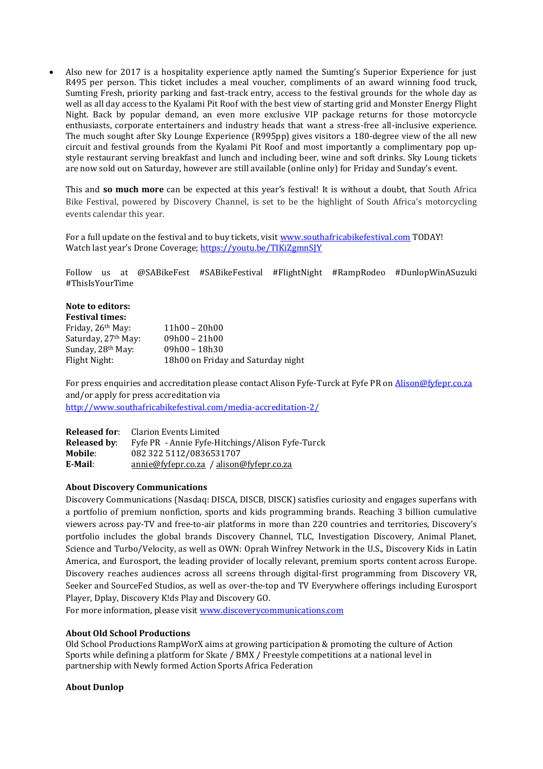- Also new for 2017 is a hospitality experience aptly named the Sumting's Superior Experience for just R495 per person. This ticket includes a meal voucher, compliments of an award winning food truck, Sumting Fresh, priority parking and fast-track entry, access to the festival grounds for the whole day as well as all day access to the Kyalami Pit Roof with the best view of starting grid and Monster Energy Flight Night. Back by popular demand, an even more exclusive VIP package returns for those motorcycle enthusiasts, corporate entertainers and industry heads that want a stress-free all-inclusive experience. The much sought after Sky Lounge Experience (R995pp) gives visitors a 180-degree view of the all new circuit and festival grounds from the Kyalami Pit Roof and most importantly a complimentary pop up-style restaurant serving breakfast and lunch and including beer, wine and soft drinks. Sky Loung tickets are now sold out on Saturday, however are still available (online only) for Friday and Sunday's event.

This and **so much more** can be expected at this year's festival! It is without a doubt, that South Africa Bike Festival, powered by Discovery Channel, is set to be the highlight of South Africa's motorcycling events calendar this year.

For a full update on the festival and to buy tickets, visit www.southafricabikefestival.com TODAY!
Watch last year's Drone Coverage; https://youtu.be/TIKiZgmnSJY

Follow us at @SABikeFest #SABikeFestival #FlightNight #RampRodeo #DunlopWinASuzuki #ThisIsYourTime

**Note to editors:**
**Festival times:**

| | |
|---|---|
| Friday, 26th May: | 11h00 – 20h00 |
| Saturday, 27th May: | 09h00 – 21h00 |
| Sunday, 28th May: | 09h00 – 18h30 |
| Flight Night: | 18h00 on Friday and Saturday night |

For press enquiries and accreditation please contact Alison Fyfe-Turck at Fyfe PR on Alison@fyfepr.co.za and/or apply for press accreditation via http://www.southafricabikefestival.com/media-accreditation-2/

| | |
|---|---|
| **Released for**: | Clarion Events Limited |
| **Released by**: | Fyfe PR - Annie Fyfe-Hitchings/Alison Fyfe-Turck |
| **Mobile**: | 082 322 5112/0836531707 |
| **E-Mail**: | annie@fyfepr.co.za / alison@fyfepr.co.za |

**About Discovery Communications**
Discovery Communications (Nasdaq: DISCA, DISCB, DISCK) satisfies curiosity and engages superfans with a portfolio of premium nonfiction, sports and kids programming brands. Reaching 3 billion cumulative viewers across pay-TV and free-to-air platforms in more than 220 countries and territories, Discovery's portfolio includes the global brands Discovery Channel, TLC, Investigation Discovery, Animal Planet, Science and Turbo/Velocity, as well as OWN: Oprah Winfrey Network in the U.S., Discovery Kids in Latin America, and Eurosport, the leading provider of locally relevant, premium sports content across Europe. Discovery reaches audiences across all screens through digital-first programming from Discovery VR, Seeker and SourceFed Studios, as well as over-the-top and TV Everywhere offerings including Eurosport Player, Dplay, Discovery K!ds Play and Discovery GO.
For more information, please visit www.discoverycommunications.com

**About Old School Productions**
Old School Productions RampWorX aims at growing participation & promoting the culture of Action Sports while defining a platform for Skate / BMX / Freestyle competitions at a national level in partnership with Newly formed Action Sports Africa Federation

**About Dunlop**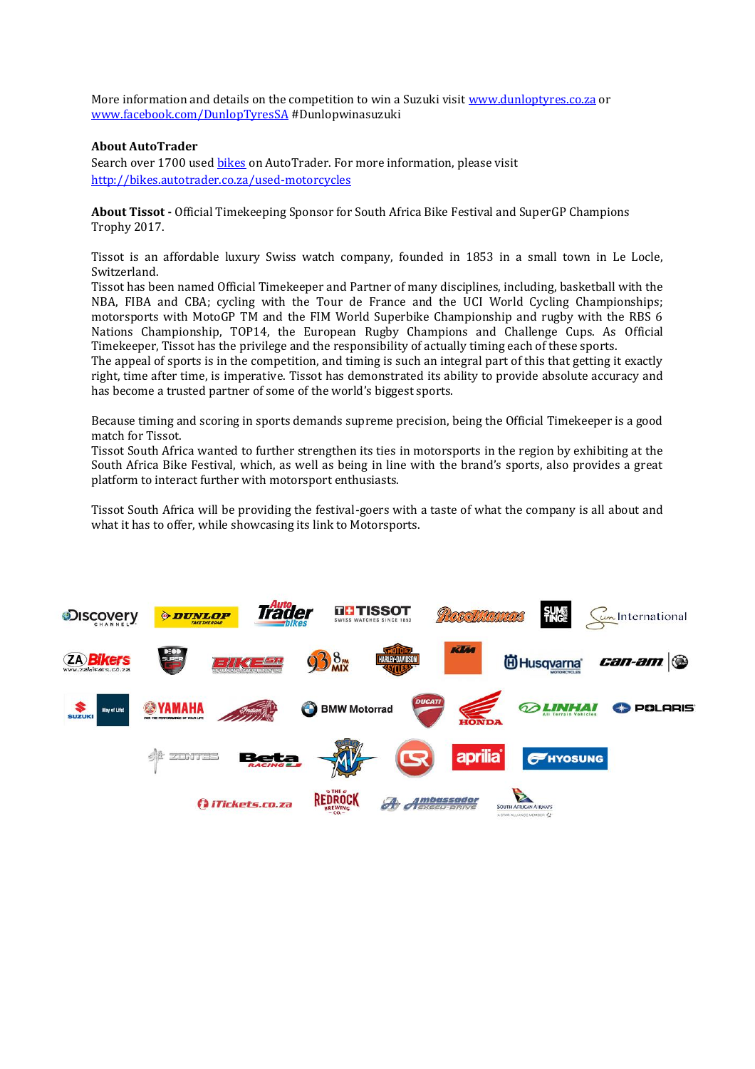More information and details on the competition to win a Suzuki visit www.dunloptyres.co.za or www.facebook.com/DunlopTyresSA #Dunlopwinasuzuki

**About AutoTrader**

Search over 1700 used bikes on AutoTrader. For more information, please visit http://bikes.autotrader.co.za/used-motorcycles

**About Tissot -** Official Timekeeping Sponsor for South Africa Bike Festival and SuperGP Champions Trophy 2017.

Tissot is an affordable luxury Swiss watch company, founded in 1853 in a small town in Le Locle, Switzerland.
Tissot has been named Official Timekeeper and Partner of many disciplines, including, basketball with the NBA, FIBA and CBA; cycling with the Tour de France and the UCI World Cycling Championships; motorsports with MotoGP TM and the FIM World Superbike Championship and rugby with the RBS 6 Nations Championship, TOP14, the European Rugby Champions and Challenge Cups. As Official Timekeeper, Tissot has the privilege and the responsibility of actually timing each of these sports.
The appeal of sports is in the competition, and timing is such an integral part of this that getting it exactly right, time after time, is imperative. Tissot has demonstrated its ability to provide absolute accuracy and has become a trusted partner of some of the world's biggest sports.

Because timing and scoring in sports demands supreme precision, being the Official Timekeeper is a good match for Tissot.
Tissot South Africa wanted to further strengthen its ties in motorsports in the region by exhibiting at the South Africa Bike Festival, which, as well as being in line with the brand's sports, also provides a great platform to interact further with motorsport enthusiasts.

Tissot South Africa will be providing the festival-goers with a taste of what the company is all about and what it has to offer, while showcasing its link to Motorsports.